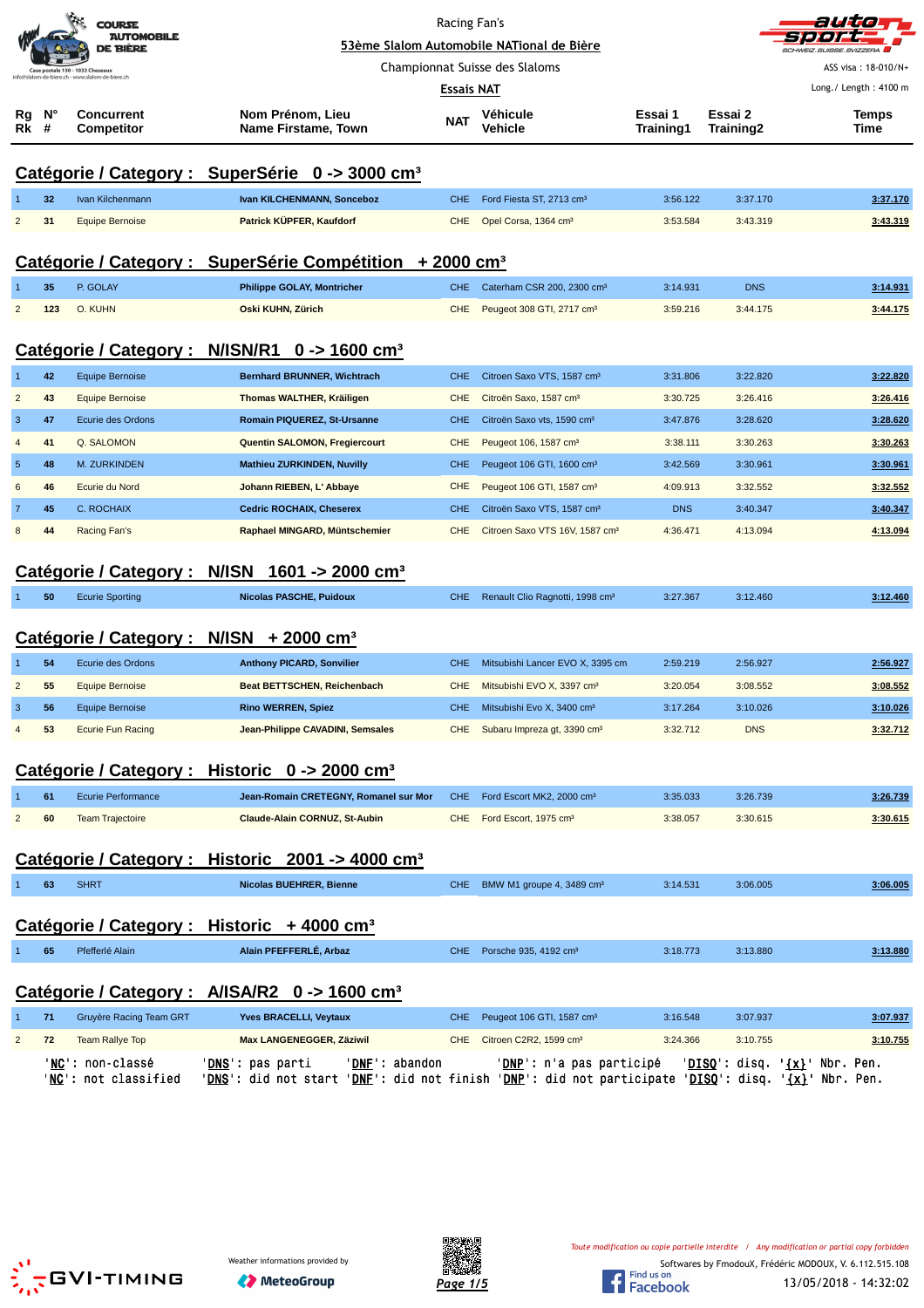Racing Fan's

**53ème Slalom Automobile NATional de Bière**

Championnat Suisse des Slaloms

**Essais NAT**

ASS visa : 18-010/N+

Long./ Length : 4100 m

## Catégorie / Category : SuperSérie 0 -> 3000 cm³

| Rg Rk | N° # | Concurrent Competitor | Nom Prénom, Lieu Name Firstame, Town | NAT | Véhicule Vehicle | Essai 1 Training1 | Essai 2 Training2 | Temps Time |
|---|---|---|---|---|---|---|---|---|
| 1 | 32 | Ivan Kilchenmann | **Ivan KILCHENMANN, Sonceboz** | CHE | Ford Fiesta ST, 2713 cm³ | 3:56.122 | 3:37.170 | 3:37.170 |
| 2 | 31 | Equipe Bernoise | **Patrick KÜPFER, Kaufdorf** | CHE | Opel Corsa, 1364 cm³ | 3:53.584 | 3:43.319 | 3:43.319 |

## Catégorie / Category : SuperSérie Compétition + 2000 cm³

| Rg Rk | N° # | Concurrent Competitor | Nom Prénom, Lieu Name Firstame, Town | NAT | Véhicule Vehicle | Essai 1 Training1 | Essai 2 Training2 | Temps Time |
|---|---|---|---|---|---|---|---|---|
| 1 | 35 | P. GOLAY | **Philippe GOLAY, Montricher** | CHE | Caterham CSR 200, 2300 cm³ | 3:14.931 | DNS | 3:14.931 |
| 2 | 123 | O. KUHN | **Oski KUHN, Zürich** | CHE | Peugeot 308 GTI, 2717 cm³ | 3:59.216 | 3:44.175 | 3:44.175 |

## Catégorie / Category : N/ISN/R1 0 -> 1600 cm³

| Rg Rk | N° # | Concurrent Competitor | Nom Prénom, Lieu Name Firstame, Town | NAT | Véhicule Vehicle | Essai 1 Training1 | Essai 2 Training2 | Temps Time |
|---|---|---|---|---|---|---|---|---|
| 1 | 42 | Equipe Bernoise | **Bernhard BRUNNER, Wichtrach** | CHE | Citroen Saxo VTS, 1587 cm³ | 3:31.806 | 3:22.820 | 3:22.820 |
| 2 | 43 | Equipe Bernoise | **Thomas WALTHER, Kräiligen** | CHE | Citroën Saxo, 1587 cm³ | 3:30.725 | 3:26.416 | 3:26.416 |
| 3 | 47 | Ecurie des Ordons | **Romain PIQUEREZ, St-Ursanne** | CHE | Citroën Saxo vts, 1590 cm³ | 3:47.876 | 3:28.620 | 3:28.620 |
| 4 | 41 | Q. SALOMON | **Quentin SALOMON, Fregiercourt** | CHE | Peugeot 106, 1587 cm³ | 3:38.111 | 3:30.263 | 3:30.263 |
| 5 | 48 | M. ZURKINDEN | **Mathieu ZURKINDEN, Nuvilly** | CHE | Peugeot 106 GTI, 1600 cm³ | 3:42.569 | 3:30.961 | 3:30.961 |
| 6 | 46 | Ecurie du Nord | **Johann RIEBEN, L' Abbaye** | CHE | Peugeot 106 GTI, 1587 cm³ | 4:09.913 | 3:32.552 | 3:32.552 |
| 7 | 45 | C. ROCHAIX | **Cedric ROCHAIX, Cheserex** | CHE | Citroën Saxo VTS, 1587 cm³ | DNS | 3:40.347 | 3:40.347 |
| 8 | 44 | Racing Fan's | **Raphael MINGARD, Müntschemier** | CHE | Citroen Saxo VTS 16V, 1587 cm³ | 4:36.471 | 4:13.094 | 4:13.094 |

## Catégorie / Category : N/ISN 1601 -> 2000 cm³

| Rg Rk | N° # | Concurrent Competitor | Nom Prénom, Lieu Name Firstame, Town | NAT | Véhicule Vehicle | Essai 1 Training1 | Essai 2 Training2 | Temps Time |
|---|---|---|---|---|---|---|---|---|
| 1 | 50 | Ecurie Sporting | **Nicolas PASCHE, Puidoux** | CHE | Renault Clio Ragnotti, 1998 cm³ | 3:27.367 | 3:12.460 | 3:12.460 |

## Catégorie / Category : N/ISN + 2000 cm³

| Rg Rk | N° # | Concurrent Competitor | Nom Prénom, Lieu Name Firstame, Town | NAT | Véhicule Vehicle | Essai 1 Training1 | Essai 2 Training2 | Temps Time |
|---|---|---|---|---|---|---|---|---|
| 1 | 54 | Ecurie des Ordons | **Anthony PICARD, Sonvilier** | CHE | Mitsubishi Lancer EVO X, 3395 cm | 2:59.219 | 2:56.927 | 2:56.927 |
| 2 | 55 | Equipe Bernoise | **Beat BETTSCHEN, Reichenbach** | CHE | Mitsubishi EVO X, 3397 cm³ | 3:20.054 | 3:08.552 | 3:08.552 |
| 3 | 56 | Equipe Bernoise | **Rino WERREN, Spiez** | CHE | Mitsubishi Evo X, 3400 cm³ | 3:17.264 | 3:10.026 | 3:10.026 |
| 4 | 53 | Ecurie Fun Racing | **Jean-Philippe CAVADINI, Semsales** | CHE | Subaru Impreza gt, 3390 cm³ | 3:32.712 | DNS | 3:32.712 |

## Catégorie / Category : Historic 0 -> 2000 cm³

| Rg Rk | N° # | Concurrent Competitor | Nom Prénom, Lieu Name Firstame, Town | NAT | Véhicule Vehicle | Essai 1 Training1 | Essai 2 Training2 | Temps Time |
|---|---|---|---|---|---|---|---|---|
| 1 | 61 | Ecurie Performance | **Jean-Romain CRETEGNY, Romanel sur Mor** | CHE | Ford Escort MK2, 2000 cm³ | 3:35.033 | 3:26.739 | 3:26.739 |
| 2 | 60 | Team Trajectoire | **Claude-Alain CORNUZ, St-Aubin** | CHE | Ford Escort, 1975 cm³ | 3:38.057 | 3:30.615 | 3:30.615 |

## Catégorie / Category : Historic 2001 -> 4000 cm³

| Rg Rk | N° # | Concurrent Competitor | Nom Prénom, Lieu Name Firstame, Town | NAT | Véhicule Vehicle | Essai 1 Training1 | Essai 2 Training2 | Temps Time |
|---|---|---|---|---|---|---|---|---|
| 1 | 63 | SHRT | **Nicolas BUEHRER, Bienne** | CHE | BMW M1 groupe 4, 3489 cm³ | 3:14.531 | 3:06.005 | 3:06.005 |

## Catégorie / Category : Historic + 4000 cm³

| Rg Rk | N° # | Concurrent Competitor | Nom Prénom, Lieu Name Firstame, Town | NAT | Véhicule Vehicle | Essai 1 Training1 | Essai 2 Training2 | Temps Time |
|---|---|---|---|---|---|---|---|---|
| 1 | 65 | Pfefferlé Alain | **Alain PFEFFERLÉ, Arbaz** | CHE | Porsche 935, 4192 cm³ | 3:18.773 | 3:13.880 | 3:13.880 |

## Catégorie / Category : A/ISA/R2 0 -> 1600 cm³

| Rg Rk | N° # | Concurrent Competitor | Nom Prénom, Lieu Name Firstame, Town | NAT | Véhicule Vehicle | Essai 1 Training1 | Essai 2 Training2 | Temps Time |
|---|---|---|---|---|---|---|---|---|
| 1 | 71 | Gruyère Racing Team GRT | **Yves BRACELLI, Veytaux** | CHE | Peugeot 106 GTI, 1587 cm³ | 3:16.548 | 3:07.937 | 3:07.937 |
| 2 | 72 | Team Rallye Top | **Max LANGENEGGER, Zäziwil** | CHE | Citroen C2R2, 1599 cm³ | 3:24.366 | 3:10.755 | 3:10.755 |

'NC': non-classé 'DNS': pas parti 'DNF': abandon 'DNP': n'a pas participé 'DISQ': disq. '{x}' Nbr. Pen.
'NC': not classified 'DNS': did not start 'DNF': did not finish 'DNP': did not participate 'DISQ': disq. '{x}' Nbr. Pen.

*Toute modification ou copie partielle interdite / Any modification or partial copy forbidden*

Softwares by FmodouX, Frédéric MODOUX, V. 6.112.515.108

13/05/2018 - 14:32:02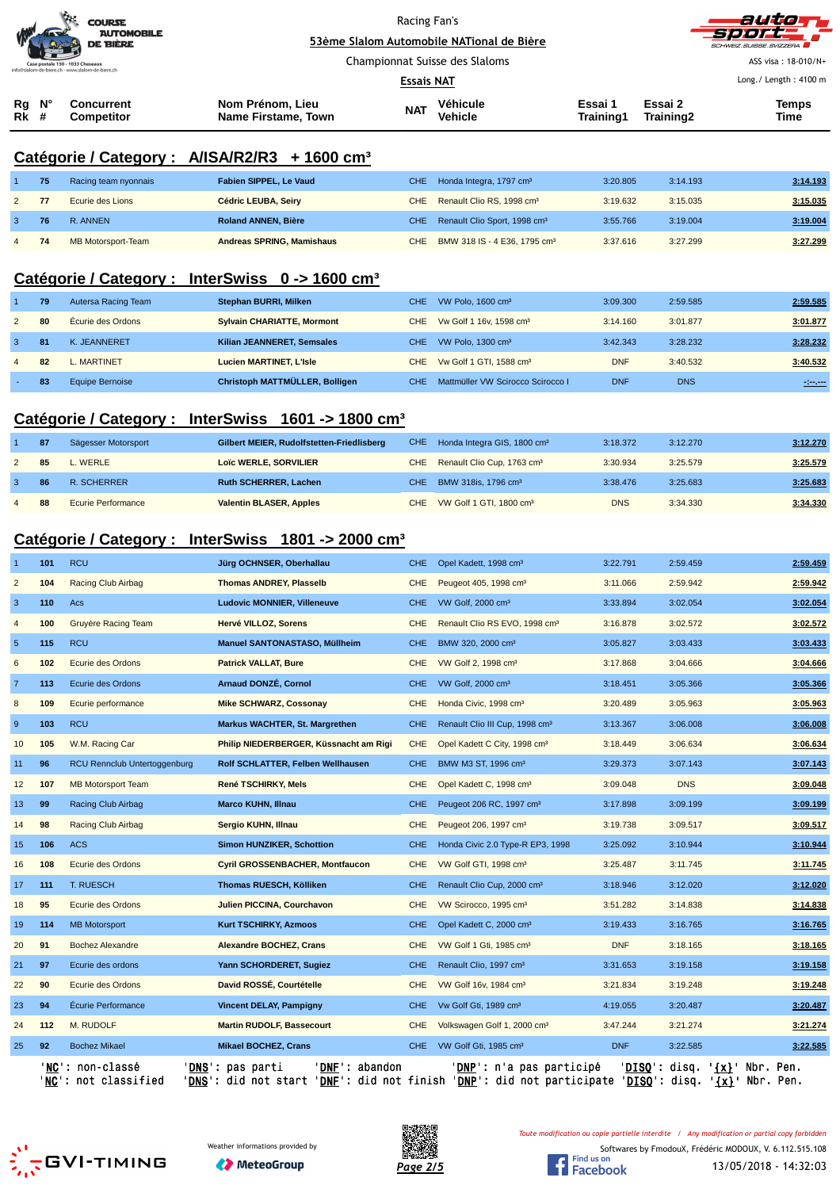Racing Fan's

**53ème Slalom Automobile NATional de Bière**

Championnat Suisse des Slaloms

**Essais NAT**

ASS visa : 18-010/N+

Long./ Length : 4100 m

## Catégorie / Category : A/ISA/R2/R3 + 1600 cm³

| Rg Rk | N° # | Concurrent Competitor | Nom Prénom, Lieu Name Firstame, Town | NAT | Véhicule Vehicle | Essai 1 Training1 | Essai 2 Training2 | Temps Time |
|---|---|---|---|---|---|---|---|---|
| 1 | 75 | Racing team nyonnais | **Fabien SIPPEL, Le Vaud** | CHE | Honda Integra, 1797 cm³ | 3:20.805 | 3:14.193 | **3:14.193** |
| 2 | 77 | Ecurie des Lions | **Cédric LEUBA, Seiry** | CHE | Renault Clio RS, 1998 cm³ | 3:19.632 | 3:15.035 | **3:15.035** |
| 3 | 76 | R. ANNEN | **Roland ANNEN, Bière** | CHE | Renault Clio Sport, 1998 cm³ | 3:55.766 | 3:19.004 | **3:19.004** |
| 4 | 74 | MB Motorsport-Team | **Andreas SPRING, Mamishaus** | CHE | BMW 318 IS - 4 E36, 1795 cm³ | 3:37.616 | 3:27.299 | **3:27.299** |

## Catégorie / Category : InterSwiss 0 -> 1600 cm³

| Rg Rk | N° # | Concurrent Competitor | Nom Prénom, Lieu Name Firstame, Town | NAT | Véhicule Vehicle | Essai 1 Training1 | Essai 2 Training2 | Temps Time |
|---|---|---|---|---|---|---|---|---|
| 1 | 79 | Autersa Racing Team | **Stephan BURRI, Milken** | CHE | VW Polo, 1600 cm³ | 3:09.300 | 2:59.585 | **2:59.585** |
| 2 | 80 | Écurie des Ordons | **Sylvain CHARIATTE, Mormont** | CHE | Vw Golf 1 16v, 1598 cm³ | 3:14.160 | 3:01.877 | **3:01.877** |
| 3 | 81 | K. JEANNERET | **Kilian JEANNERET, Semsales** | CHE | VW Polo, 1300 cm³ | 3:42.343 | 3:28.232 | **3:28.232** |
| 4 | 82 | L. MARTINET | **Lucien MARTINET, L'Isle** | CHE | Vw Golf 1 GTI, 1588 cm³ | DNF | 3:40.532 | **3:40.532** |
| - | 83 | Equipe Bernoise | **Christoph MATTMÜLLER, Bolligen** | CHE | Mattmüller VW Scirocco Scirocco I | DNF | DNS | **-:--.---** |

## Catégorie / Category : InterSwiss 1601 -> 1800 cm³

| Rg Rk | N° # | Concurrent Competitor | Nom Prénom, Lieu Name Firstame, Town | NAT | Véhicule Vehicle | Essai 1 Training1 | Essai 2 Training2 | Temps Time |
|---|---|---|---|---|---|---|---|---|
| 1 | 87 | Sägesser Motorsport | **Gilbert MEIER, Rudolfstetten-Friedlisberg** | CHE | Honda Integra GIS, 1800 cm³ | 3:18.372 | 3:12.270 | **3:12.270** |
| 2 | 85 | L. WERLE | **Loïc WERLE, SORVILIER** | CHE | Renault Clio Cup, 1763 cm³ | 3:30.934 | 3:25.579 | **3:25.579** |
| 3 | 86 | R. SCHERRER | **Ruth SCHERRER, Lachen** | CHE | BMW 318is, 1796 cm³ | 3:38.476 | 3:25.683 | **3:25.683** |
| 4 | 88 | Ecurie Performance | **Valentin BLASER, Apples** | CHE | VW Golf 1 GTI, 1800 cm³ | DNS | 3:34.330 | **3:34.330** |

## Catégorie / Category : InterSwiss 1801 -> 2000 cm³

| Rg Rk | N° # | Concurrent Competitor | Nom Prénom, Lieu Name Firstame, Town | NAT | Véhicule Vehicle | Essai 1 Training1 | Essai 2 Training2 | Temps Time |
|---|---|---|---|---|---|---|---|---|
| 1 | 101 | RCU | **Jürg OCHSNER, Oberhallau** | CHE | Opel Kadett, 1998 cm³ | 3:22.791 | 2:59.459 | **2:59.459** |
| 2 | 104 | Racing Club Airbag | **Thomas ANDREY, Plasselb** | CHE | Peugeot 405, 1998 cm³ | 3:11.066 | 2:59.942 | **2:59.942** |
| 3 | 110 | Acs | **Ludovic MONNIER, Villeneuve** | CHE | VW Golf, 2000 cm³ | 3:33.894 | 3:02.054 | **3:02.054** |
| 4 | 100 | Gruyère Racing Team | **Hervé VILLOZ, Sorens** | CHE | Renault Clio RS EVO, 1998 cm³ | 3:16.878 | 3:02.572 | **3:02.572** |
| 5 | 115 | RCU | **Manuel SANTONASTASO, Müllheim** | CHE | BMW 320, 2000 cm³ | 3:05.827 | 3:03.433 | **3:03.433** |
| 6 | 102 | Ecurie des Ordons | **Patrick VALLAT, Bure** | CHE | VW Golf 2, 1998 cm³ | 3:17.868 | 3:04.666 | **3:04.666** |
| 7 | 113 | Ecurie des Ordons | **Arnaud DONZÉ, Cornol** | CHE | VW Golf, 2000 cm³ | 3:18.451 | 3:05.366 | **3:05.366** |
| 8 | 109 | Ecurie performance | **Mike SCHWARZ, Cossonay** | CHE | Honda Civic, 1998 cm³ | 3:20.489 | 3:05.963 | **3:05.963** |
| 9 | 103 | RCU | **Markus WACHTER, St. Margrethen** | CHE | Renault Clio III Cup, 1998 cm³ | 3:13.367 | 3:06.008 | **3:06.008** |
| 10 | 105 | W.M. Racing Car | **Philip NIEDERBERGER, Küssnacht am Rigi** | CHE | Opel Kadett C City, 1998 cm³ | 3:18.449 | 3:06.634 | **3:06.634** |
| 11 | 96 | RCU Rennclub Untertoggenburg | **Rolf SCHLATTER, Felben Wellhausen** | CHE | BMW M3 ST, 1996 cm³ | 3:29.373 | 3:07.143 | **3:07.143** |
| 12 | 107 | MB Motorsport Team | **René TSCHIRKY, Mels** | CHE | Opel Kadett C, 1998 cm³ | 3:09.048 | DNS | **3:09.048** |
| 13 | 99 | Racing Club Airbag | **Marco KUHN, Illnau** | CHE | Peugeot 206 RC, 1997 cm³ | 3:17.898 | 3:09.199 | **3:09.199** |
| 14 | 98 | Racing Club Airbag | **Sergio KUHN, Illnau** | CHE | Peugeot 206, 1997 cm³ | 3:19.738 | 3:09.517 | **3:09.517** |
| 15 | 106 | ACS | **Simon HUNZIKER, Schottion** | CHE | Honda Civic 2.0 Type-R EP3, 1998 | 3:25.092 | 3:10.944 | **3:10.944** |
| 16 | 108 | Ecurie des Ordons | **Cyril GROSSENBACHER, Montfaucon** | CHE | VW Golf GTI, 1998 cm³ | 3:25.487 | 3:11.745 | **3:11.745** |
| 17 | 111 | T. RUESCH | **Thomas RUESCH, Kölliken** | CHE | Renault Clio Cup, 2000 cm³ | 3:18.946 | 3:12.020 | **3:12.020** |
| 18 | 95 | Ecurie des Ordons | **Julien PICCINA, Courchavon** | CHE | VW Scirocco, 1995 cm³ | 3:51.282 | 3:14.838 | **3:14.838** |
| 19 | 114 | MB Motorsport | **Kurt TSCHIRKY, Azmoos** | CHE | Opel Kadett C, 2000 cm³ | 3:19.433 | 3:16.765 | **3:16.765** |
| 20 | 91 | Bochez Alexandre | **Alexandre BOCHEZ, Crans** | CHE | VW Golf 1 Gti, 1985 cm³ | DNF | 3:18.165 | **3:18.165** |
| 21 | 97 | Ecurie des ordons | **Yann SCHORDERET, Sugiez** | CHE | Renault Clio, 1997 cm³ | 3:31.653 | 3:19.158 | **3:19.158** |
| 22 | 90 | Ecurie des Ordons | **David ROSSÉ, Courtételle** | CHE | VW Golf 16v, 1984 cm³ | 3:21.834 | 3:19.248 | **3:19.248** |
| 23 | 94 | Écurie Performance | **Vincent DELAY, Pampigny** | CHE | Vw Golf Gti, 1989 cm³ | 4:19.055 | 3:20.487 | **3:20.487** |
| 24 | 112 | M. RUDOLF | **Martin RUDOLF, Bassecourt** | CHE | Volkswagen Golf 1, 2000 cm³ | 3:47.244 | 3:21.274 | **3:21.274** |
| 25 | 92 | Bochez Mikael | **Mikael BOCHEZ, Crans** | CHE | VW Golf Gti, 1985 cm³ | DNF | 3:22.585 | **3:22.585** |

'NC': non-classé 'DNS': pas parti 'DNF': abandon 'DNP': n'a pas participé 'DISQ': disq. '{x}' Nbr. Pen.
'NC': not classified 'DNS': did not start 'DNF': did not finish 'DNP': did not participate 'DISQ': disq. '{x}' Nbr. Pen.

Weather informations provided by MeteoGroup

Toute modification ou copie partielle interdite / Any modification or partial copy forbidden

Softwares by FmodouX, Frédéric MODOUX, V. 6.112.515.108

13/05/2018 - 14:32:03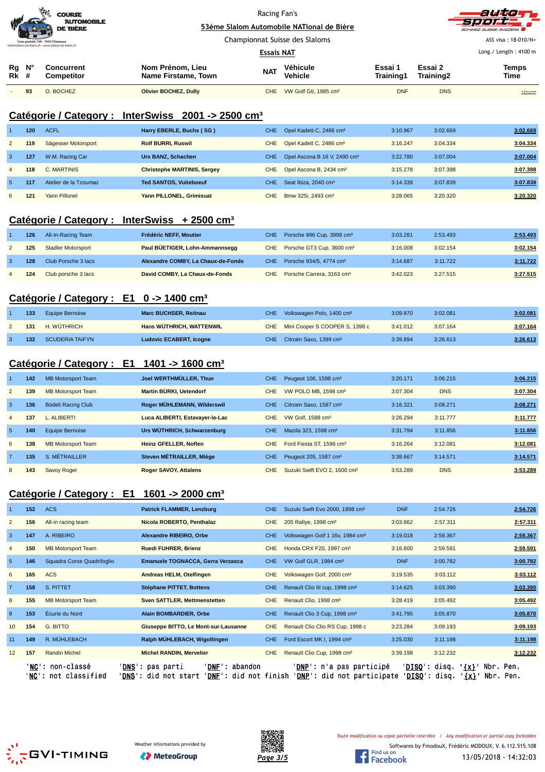Racing Fan's

**53ème Slalom Automobile NATional de Bière**

Championnat Suisse des Slaloms

**Essais NAT**

ASS visa : 18-010/N+

Long./ Length : 4100 m

| Rg Rk | N° # | Concurrent Competitor | Nom Prénom, Lieu Name Firstame, Town | NAT | Véhicule Vehicle | Essai 1 Training1 | Essai 2 Training2 | Temps Time |
|---|---|---|---|---|---|---|---|---|
| - | 93 | O. BOCHEZ | **Olivier BOCHEZ, Dully** | CHE | VW Golf Gti, 1985 cm³ | DNF | DNS | -:--.--- |

## Catégorie / Category : InterSwiss 2001 -> 2500 cm³

| Rg Rk | N° # | Concurrent Competitor | Nom Prénom, Lieu Name Firstame, Town | NAT | Véhicule Vehicle | Essai 1 Training1 | Essai 2 Training2 | Temps Time |
|---|---|---|---|---|---|---|---|---|
| 1 | 120 | ACFL | **Harry EBERLE, Buchs ( SG )** | CHE | Opel Kadett-C, 2486 cm³ | 3:10.967 | 3:02.669 | **3:02.669** |
| 2 | 119 | Sägesser Motorsport | **Rolf BURRI, Ruswil** | CHE | Opel Kadett C, 2486 cm³ | 3:16.247 | 3:04.334 | **3:04.334** |
| 3 | 127 | W.M. Racing Car | **Urs BANZ, Schachen** | CHE | Opel Ascona B 16 V, 2490 cm³ | 3:22.780 | 3:07.004 | **3:07.004** |
| 4 | 118 | C. MARTINIS | **Christophe MARTINIS, Sergey** | CHE | Opel Ascona B, 2434 cm³ | 3:15.278 | 3:07.398 | **3:07.398** |
| 5 | 117 | Atelier de la Tzoumaz | **Ted SANTOS, Vuiteboeuf** | CHE | Seat Ibiza, 2040 cm³ | 3:14.339 | 3:07.839 | **3:07.839** |
| 6 | 121 | Yann Pillonel | **Yann PILLONEL, Grimisuat** | CHE | Bmw 325i, 2493 cm³ | 3:28.065 | 3:20.320 | **3:20.320** |

## Catégorie / Category : InterSwiss + 2500 cm³

| Rg Rk | N° # | Concurrent Competitor | Nom Prénom, Lieu Name Firstame, Town | NAT | Véhicule Vehicle | Essai 1 Training1 | Essai 2 Training2 | Temps Time |
|---|---|---|---|---|---|---|---|---|
| 1 | 126 | All-In-Racing Team | **Frédéric NEFF, Moutier** | CHE | Porsche 996 Cup, 3998 cm³ | 3:03.281 | 2:53.493 | **2:53.493** |
| 2 | 125 | Stadler Motorsport | **Paul BÜETIGER, Lohn-Ammannsegg** | CHE | Porsche GT3 Cup, 3600 cm³ | 3:16.008 | 3:02.154 | **3:02.154** |
| 3 | 128 | Club Porsche 3 lacs | **Alexandre COMBY, La Chaux-de-Fonds** | CHE | Porsche 934/5, 4774 cm³ | 3:14.687 | 3:11.722 | **3:11.722** |
| 4 | 124 | Club porsche 3 lacs | **David COMBY, La Chaux-de-Fonds** | CHE | Porsche Carrera, 3163 cm³ | 3:42.023 | 3:27.515 | **3:27.515** |

## Catégorie / Category : E1 0 -> 1400 cm³

| Rg Rk | N° # | Concurrent Competitor | Nom Prénom, Lieu Name Firstame, Town | NAT | Véhicule Vehicle | Essai 1 Training1 | Essai 2 Training2 | Temps Time |
|---|---|---|---|---|---|---|---|---|
| 1 | 133 | Equipe Bernoise | **Marc BUCHSER, Reitnau** | CHE | Volkswagen Polo, 1400 cm³ | 3:09.870 | 3:02.081 | **3:02.081** |
| 2 | 131 | H. WÜTHRICH | **Hans WÜTHRICH, WATTENWIL** | CHE | Mini Cooper S COOPER S, 1398 c | 3:41.012 | 3:07.164 | **3:07.164** |
| 3 | 132 | SCUDERIA TAIFYN | **Ludovic ECABERT, Icogne** | CHE | Citroën Saxo, 1399 cm³ | 3:39.894 | 3:26.613 | **3:26.613** |

## Catégorie / Category : E1 1401 -> 1600 cm³

| Rg Rk | N° # | Concurrent Competitor | Nom Prénom, Lieu Name Firstame, Town | NAT | Véhicule Vehicle | Essai 1 Training1 | Essai 2 Training2 | Temps Time |
|---|---|---|---|---|---|---|---|---|
| 1 | 142 | MB Motorsport Team | **Joel WERTHMÜLLER, Thun** | CHE | Peugeot 106, 1598 cm³ | 3:20.171 | 3:06.215 | **3:06.215** |
| 2 | 139 | MB Motorsport Team | **Martin BÜRKI, Uetendorf** | CHE | VW POLO MB, 1598 cm³ | 3:07.304 | DNS | **3:07.304** |
| 3 | 136 | Bödeli Racing Club | **Roger MÜHLEMANN, Wilderswil** | CHE | Citroen Saxo, 1587 cm³ | 3:16.321 | 3:08.271 | **3:08.271** |
| 4 | 137 | L. ALIBERTI | **Luca ALIBERTI, Estavayer-le-Lac** | CHE | VW Golf, 1588 cm³ | 3:26.294 | 3:11.777 | **3:11.777** |
| 5 | 140 | Equipe Bernoise | **Urs WÜTHRICH, Schwarzenburg** | CHE | Mazda 323, 1598 cm³ | 3:31.794 | 3:11.856 | **3:11.856** |
| 6 | 138 | MB Motorsport Team | **Heinz GFELLER, Noflen** | CHE | Ford Fiesta ST, 1596 cm³ | 3:16.264 | 3:12.081 | **3:12.081** |
| 7 | 135 | S. MÉTRAILLER | **Steven MÉTRAILLER, Miège** | CHE | Peugeot 205, 1587 cm³ | 3:38.667 | 3:14.571 | **3:14.571** |
| 8 | 143 | Savoy Roger | **Roger SAVOY, Attalens** | CHE | Suzuki Swift EVO 2, 1600 cm³ | 3:53.289 | DNS | **3:53.289** |

## Catégorie / Category : E1 1601 -> 2000 cm³

| Rg Rk | N° # | Concurrent Competitor | Nom Prénom, Lieu Name Firstame, Town | NAT | Véhicule Vehicle | Essai 1 Training1 | Essai 2 Training2 | Temps Time |
|---|---|---|---|---|---|---|---|---|
| 1 | 152 | ACS | **Patrick FLAMMER, Lenzburg** | CHE | Suzuki Swift Evo 2000, 1998 cm³ | DNF | 2:54.726 | **2:54.726** |
| 2 | 156 | All-in racing team | **Nicola ROBERTO, Penthalaz** | CHE | 205 Rallye, 1998 cm³ | 3:03.662 | 2:57.311 | **2:57.311** |
| 3 | 147 | A. RIBEIRO | **Alexandre RIBEIRO, Orbe** | CHE | Volkswagen Golf 1 16v, 1984 cm³ | 3:19.018 | 2:59.367 | **2:59.367** |
| 4 | 150 | MB Motorsport Team | **Ruedi FUHRER, Brienz** | CHE | Honda CRX F20, 1997 cm³ | 3:16.600 | 2:59.591 | **2:59.591** |
| 5 | 146 | Squadra Corse Quadrifoglio | **Emanuele TOGNACCA, Gerra Verzasca** | CHE | VW Golf GLR, 1984 cm³ | DNF | 3:00.782 | **3:00.782** |
| 6 | 165 | ACS | **Andreas HELM, Otelfingen** | CHE | Volkswagen Golf, 2000 cm³ | 3:19.535 | 3:03.112 | **3:03.112** |
| 7 | 158 | S. PITTET | **Stéphane PITTET, Bottens** | CHE | Renault Clio III cup, 1998 cm³ | 3:14.625 | 3:03.390 | **3:03.390** |
| 8 | 155 | MB Motorsport Team | **Sven SATTLER, Mettmenstetten** | CHE | Renault Clio, 1998 cm³ | 3:28.419 | 3:05.492 | **3:05.492** |
| 9 | 153 | Écurie du Nord | **Alain BOMBARDIER, Orbe** | CHE | Renault Clio 3 Cup, 1998 cm³ | 3:41.795 | 3:05.870 | **3:05.870** |
| 10 | 154 | G. BITTO | **Giuseppe BITTO, Le Mont-sur-Lausanne** | CHE | Renault Clio Clio RS Cup, 1998 c | 3:23.284 | 3:09.193 | **3:09.193** |
| 11 | 149 | R. MÜHLEBACH | **Ralph MÜHLEBACH, Wigoltingen** | CHE | Ford Escort MK I, 1994 cm³ | 3:25.030 | 3:11.198 | **3:11.198** |
| 12 | 157 | Randin Michel | **Michel RANDIN, Mervelier** | CHE | Renault Clio Cup, 1998 cm³ | 3:39.198 | 3:12.232 | **3:12.232** |

'**NC**': non-classé '**DNS**': pas parti '**DNF**': abandon '**DNP**': n'a pas participé '**DISQ**': disq. '**{x}**' Nbr. Pen.
'**NC**': not classified '**DNS**': did not start '**DNF**': did not finish '**DNP**': did not participate '**DISQ**': disq. '**{x}**' Nbr. Pen.

Weather informations provided by MeteoGroup

*Toute modification ou copie partielle interdite / Any modification or partial copy forbidden*

Softwares by FmodouX, Frédéric MODOUX, V. 6.112.515.108

13/05/2018 - 14:32:03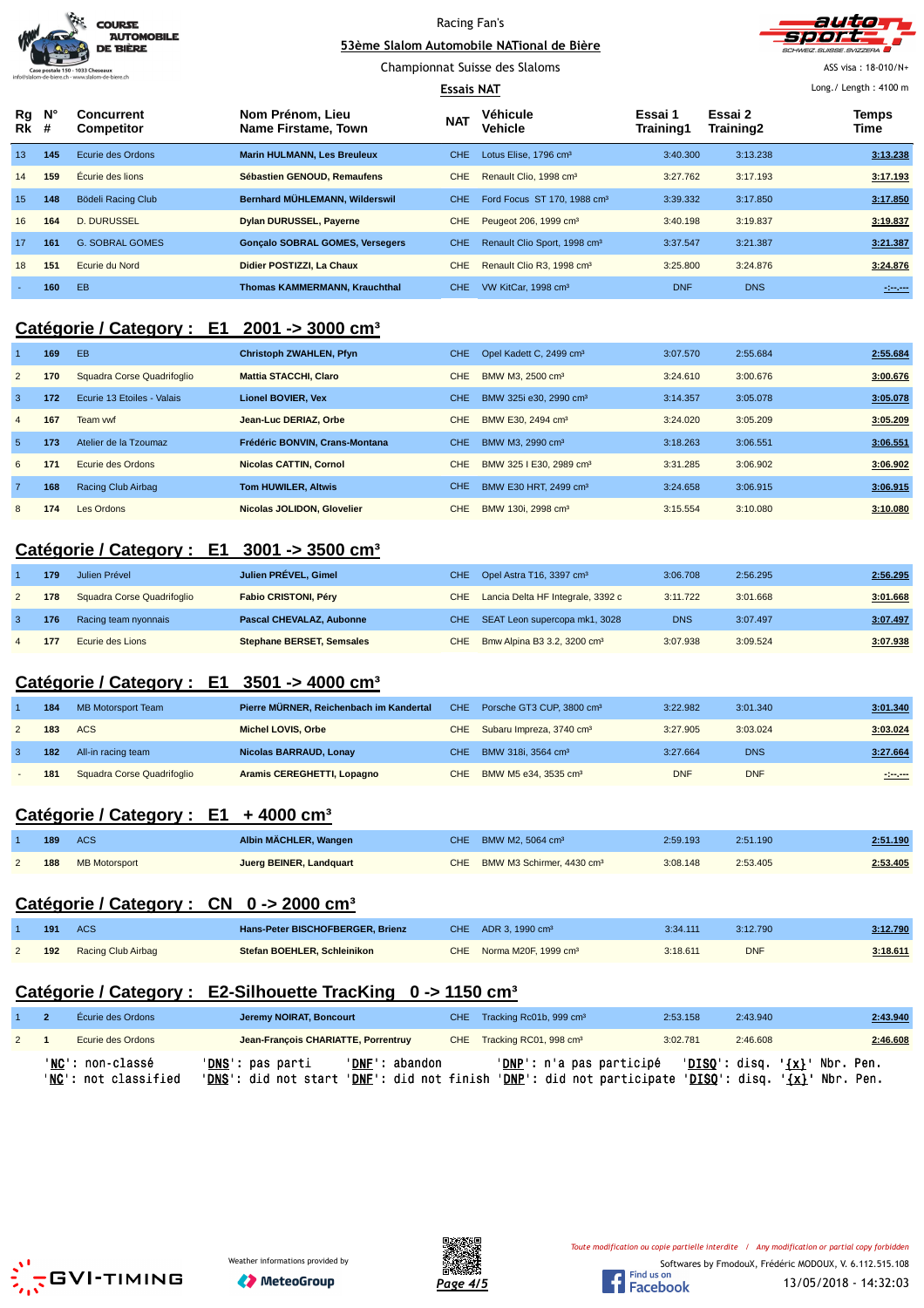Racing Fan's

**53ème Slalom Automobile NATional de Bière**

Championnat Suisse des Slaloms

**Essais NAT**

ASS visa : 18-010/N+

Long./ Length : 4100 m

| Rg Rk | N° # | Concurrent Competitor | Nom Prénom, Lieu Name Firstame, Town | NAT | Véhicule Vehicle | Essai 1 Training1 | Essai 2 Training2 | Temps Time |
|---|---|---|---|---|---|---|---|---|
| 13 | 145 | Ecurie des Ordons | **Marin HULMANN, Les Breuleux** | CHE | Lotus Elise, 1796 cm³ | 3:40.300 | 3:13.238 | **3:13.238** |
| 14 | 159 | Écurie des lions | **Sébastien GENOUD, Remaufens** | CHE | Renault Clio, 1998 cm³ | 3:27.762 | 3:17.193 | **3:17.193** |
| 15 | 148 | Bödeli Racing Club | **Bernhard MÜHLEMANN, Wilderswil** | CHE | Ford Focus ST 170, 1988 cm³ | 3:39.332 | 3:17.850 | **3:17.850** |
| 16 | 164 | D. DURUSSEL | **Dylan DURUSSEL, Payerne** | CHE | Peugeot 206, 1999 cm³ | 3:40.198 | 3:19.837 | **3:19.837** |
| 17 | 161 | G. SOBRAL GOMES | **Gonçalo SOBRAL GOMES, Versegers** | CHE | Renault Clio Sport, 1998 cm³ | 3:37.547 | 3:21.387 | **3:21.387** |
| 18 | 151 | Ecurie du Nord | **Didier POSTIZZI, La Chaux** | CHE | Renault Clio R3, 1998 cm³ | 3:25.800 | 3:24.876 | **3:24.876** |
| - | 160 | EB | **Thomas KAMMERMANN, Krauchthal** | CHE | VW KitCar, 1998 cm³ | DNF | DNS | **-:--.---** |

## Catégorie / Category : E1 2001 -> 3000 cm³

| Rg Rk | N° # | Concurrent Competitor | Nom Prénom, Lieu Name Firstame, Town | NAT | Véhicule Vehicle | Essai 1 Training1 | Essai 2 Training2 | Temps Time |
|---|---|---|---|---|---|---|---|---|
| 1 | 169 | EB | **Christoph ZWAHLEN, Pfyn** | CHE | Opel Kadett C, 2499 cm³ | 3:07.570 | 2:55.684 | **2:55.684** |
| 2 | 170 | Squadra Corse Quadrifoglio | **Mattia STACCHI, Claro** | CHE | BMW M3, 2500 cm³ | 3:24.610 | 3:00.676 | **3:00.676** |
| 3 | 172 | Ecurie 13 Etoiles - Valais | **Lionel BOVIER, Vex** | CHE | BMW 325i e30, 2990 cm³ | 3:14.357 | 3:05.078 | **3:05.078** |
| 4 | 167 | Team vwf | **Jean-Luc DERIAZ, Orbe** | CHE | BMW E30, 2494 cm³ | 3:24.020 | 3:05.209 | **3:05.209** |
| 5 | 173 | Atelier de la Tzoumaz | **Frédéric BONVIN, Crans-Montana** | CHE | BMW M3, 2990 cm³ | 3:18.263 | 3:06.551 | **3:06.551** |
| 6 | 171 | Ecurie des Ordons | **Nicolas CATTIN, Cornol** | CHE | BMW 325 I E30, 2989 cm³ | 3:31.285 | 3:06.902 | **3:06.902** |
| 7 | 168 | Racing Club Airbag | **Tom HUWILER, Altwis** | CHE | BMW E30 HRT, 2499 cm³ | 3:24.658 | 3:06.915 | **3:06.915** |
| 8 | 174 | Les Ordons | **Nicolas JOLIDON, Glovelier** | CHE | BMW 130i, 2998 cm³ | 3:15.554 | 3:10.080 | **3:10.080** |

## Catégorie / Category : E1 3001 -> 3500 cm³

| Rg Rk | N° # | Concurrent Competitor | Nom Prénom, Lieu Name Firstame, Town | NAT | Véhicule Vehicle | Essai 1 Training1 | Essai 2 Training2 | Temps Time |
|---|---|---|---|---|---|---|---|---|
| 1 | 179 | Julien Prével | **Julien PRÉVEL, Gimel** | CHE | Opel Astra T16, 3397 cm³ | 3:06.708 | 2:56.295 | **2:56.295** |
| 2 | 178 | Squadra Corse Quadrifoglio | **Fabio CRISTONI, Péry** | CHE | Lancia Delta HF Integrale, 3392 c | 3:11.722 | 3:01.668 | **3:01.668** |
| 3 | 176 | Racing team nyonnais | **Pascal CHEVALAZ, Aubonne** | CHE | SEAT Leon supercopa mk1, 3028 | DNS | 3:07.497 | **3:07.497** |
| 4 | 177 | Ecurie des Lions | **Stephane BERSET, Semsales** | CHE | Bmw Alpina B3 3.2, 3200 cm³ | 3:07.938 | 3:09.524 | **3:07.938** |

## Catégorie / Category : E1 3501 -> 4000 cm³

| Rg Rk | N° # | Concurrent Competitor | Nom Prénom, Lieu Name Firstame, Town | NAT | Véhicule Vehicle | Essai 1 Training1 | Essai 2 Training2 | Temps Time |
|---|---|---|---|---|---|---|---|---|
| 1 | 184 | MB Motorsport Team | **Pierre MÜRNER, Reichenbach im Kandertal** | CHE | Porsche GT3 CUP, 3800 cm³ | 3:22.982 | 3:01.340 | **3:01.340** |
| 2 | 183 | ACS | **Michel LOVIS, Orbe** | CHE | Subaru Impreza, 3740 cm³ | 3:27.905 | 3:03.024 | **3:03.024** |
| 3 | 182 | All-in racing team | **Nicolas BARRAUD, Lonay** | CHE | BMW 318i, 3564 cm³ | 3:27.664 | DNS | **3:27.664** |
| - | 181 | Squadra Corse Quadrifoglio | **Aramis CEREGHETTI, Lopagno** | CHE | BMW M5 e34, 3535 cm³ | DNF | DNF | **-:--.---** |

## Catégorie / Category : E1 + 4000 cm³

| Rg Rk | N° # | Concurrent Competitor | Nom Prénom, Lieu Name Firstame, Town | NAT | Véhicule Vehicle | Essai 1 Training1 | Essai 2 Training2 | Temps Time |
|---|---|---|---|---|---|---|---|---|
| 1 | 189 | ACS | **Albin MÄCHLER, Wangen** | CHE | BMW M2, 5064 cm³ | 2:59.193 | 2:51.190 | **2:51.190** |
| 2 | 188 | MB Motorsport | **Juerg BEINER, Landquart** | CHE | BMW M3 Schirmer, 4430 cm³ | 3:08.148 | 2:53.405 | **2:53.405** |

## Catégorie / Category : CN 0 -> 2000 cm³

| Rg Rk | N° # | Concurrent Competitor | Nom Prénom, Lieu Name Firstame, Town | NAT | Véhicule Vehicle | Essai 1 Training1 | Essai 2 Training2 | Temps Time |
|---|---|---|---|---|---|---|---|---|
| 1 | 191 | ACS | **Hans-Peter BISCHOFBERGER, Brienz** | CHE | ADR 3, 1990 cm³ | 3:34.111 | 3:12.790 | **3:12.790** |
| 2 | 192 | Racing Club Airbag | **Stefan BOEHLER, Schleinikon** | CHE | Norma M20F, 1999 cm³ | 3:18.611 | DNF | **3:18.611** |

## Catégorie / Category : E2-Silhouette TracKing 0 -> 1150 cm³

| Rg Rk | N° # | Concurrent Competitor | Nom Prénom, Lieu Name Firstame, Town | NAT | Véhicule Vehicle | Essai 1 Training1 | Essai 2 Training2 | Temps Time |
|---|---|---|---|---|---|---|---|---|
| 1 | 2 | Écurie des Ordons | **Jeremy NOIRAT, Boncourt** | CHE | Tracking Rc01b, 999 cm³ | 2:53.158 | 2:43.940 | **2:43.940** |
| 2 | 1 | Ecurie des Ordons | **Jean-François CHARIATTE, Porrentruy** | CHE | Tracking RC01, 998 cm³ | 3:02.781 | 2:46.608 | **2:46.608** |

'**NC**': non-classé '**DNS**': pas parti '**DNF**': abandon '**DNP**': n'a pas participé '**DISQ**': disq. '**{x}**' Nbr. Pen.
'**NC**': not classified '**DNS**': did not start '**DNF**': did not finish '**DNP**': did not participate '**DISQ**': disq. '**{x}**' Nbr. Pen.

Weather informations provided by MeteoGroup

*Toute modification ou copie partielle interdite / Any modification or partial copy forbidden*

Softwares by FmodouX, Frédéric MODOUX, V. 6.112.515.108

13/05/2018 - 14:32:03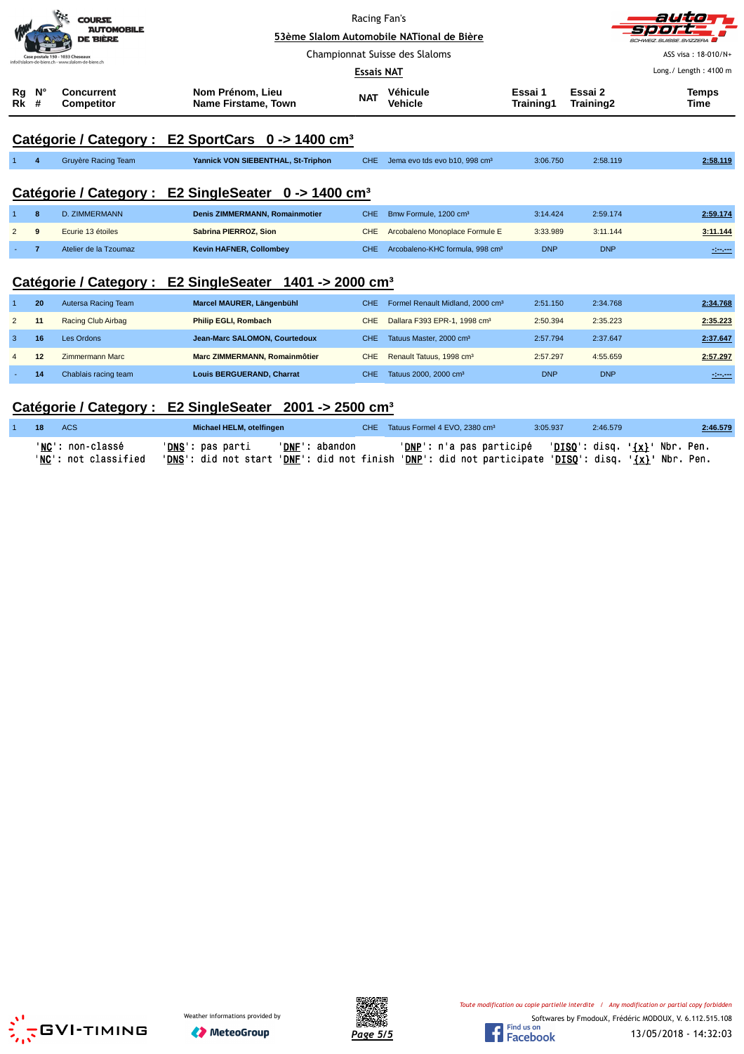Racing Fan's

**53ème Slalom Automobile NATional de Bière**

Championnat Suisse des Slaloms

**Essais NAT**

ASS visa : 18-010/N+

Long./ Length : 4100 m

## Catégorie / Category : E2 SportCars 0 -> 1400 cm³

| Rg Rk | N° # | Concurrent Competitor | Nom Prénom, Lieu Name Firstame, Town | NAT | Véhicule Vehicle | Essai 1 Training1 | Essai 2 Training2 | Temps Time |
|---|---|---|---|---|---|---|---|---|
| 1 | 4 | Gruyère Racing Team | **Yannick VON SIEBENTHAL, St-Triphon** | CHE | Jema evo tds evo b10, 998 cm³ | 3:06.750 | 2:58.119 | **2:58.119** |

## Catégorie / Category : E2 SingleSeater 0 -> 1400 cm³

| Rg Rk | N° # | Concurrent Competitor | Nom Prénom, Lieu Name Firstame, Town | NAT | Véhicule Vehicle | Essai 1 Training1 | Essai 2 Training2 | Temps Time |
|---|---|---|---|---|---|---|---|---|
| 1 | 8 | D. ZIMMERMANN | **Denis ZIMMERMANN, Romainmotier** | CHE | Bmw Formule, 1200 cm³ | 3:14.424 | 2:59.174 | **2:59.174** |
| 2 | 9 | Ecurie 13 étoiles | **Sabrina PIERROZ, Sion** | CHE | Arcobaleno Monoplace Formule E | 3:33.989 | 3:11.144 | **3:11.144** |
| - | 7 | Atelier de la Tzoumaz | **Kevin HAFNER, Collombey** | CHE | Arcobaleno-KHC formula, 998 cm³ | DNP | DNP | -:--.--- |

## Catégorie / Category : E2 SingleSeater 1401 -> 2000 cm³

| Rg Rk | N° # | Concurrent Competitor | Nom Prénom, Lieu Name Firstame, Town | NAT | Véhicule Vehicle | Essai 1 Training1 | Essai 2 Training2 | Temps Time |
|---|---|---|---|---|---|---|---|---|
| 1 | 20 | Autersa Racing Team | **Marcel MAURER, Längenbühl** | CHE | Formel Renault Midland, 2000 cm³ | 2:51.150 | 2:34.768 | **2:34.768** |
| 2 | 11 | Racing Club Airbag | **Philip EGLI, Rombach** | CHE | Dallara F393 EPR-1, 1998 cm³ | 2:50.394 | 2:35.223 | **2:35.223** |
| 3 | 16 | Les Ordons | **Jean-Marc SALOMON, Courtedoux** | CHE | Tatuus Master, 2000 cm³ | 2:57.794 | 2:37.647 | **2:37.647** |
| 4 | 12 | Zimmermann Marc | **Marc ZIMMERMANN, Romainmôtier** | CHE | Renault Tatuus, 1998 cm³ | 2:57.297 | 4:55.659 | **2:57.297** |
| - | 14 | Chablais racing team | **Louis BERGUERAND, Charrat** | CHE | Tatuus 2000, 2000 cm³ | DNP | DNP | -:--.--- |

## Catégorie / Category : E2 SingleSeater 2001 -> 2500 cm³

| Rg Rk | N° # | Concurrent Competitor | Nom Prénom, Lieu Name Firstame, Town | NAT | Véhicule Vehicle | Essai 1 Training1 | Essai 2 Training2 | Temps Time |
|---|---|---|---|---|---|---|---|---|
| 1 | 18 | ACS | **Michael HELM, otelfingen** | CHE | Tatuus Formel 4 EVO, 2380 cm³ | 3:05.937 | 2:46.579 | **2:46.579** |

'**NC**': non-classé '**DNS**': pas parti '**DNF**': abandon '**DNP**': n'a pas participé '**DISQ**': disq. '**{x}**' Nbr. Pen.
'**NC**': not classified '**DNS**': did not start '**DNF**': did not finish '**DNP**': did not participate '**DISQ**': disq. '**{x}**' Nbr. Pen.

Weather informations provided by MeteoGroup

*Toute modification ou copie partielle interdite / Any modification or partial copy forbidden*

Softwares by FmodouX, Frédéric MODOUX, V. 6.112.515.108

13/05/2018 - 14:32:03